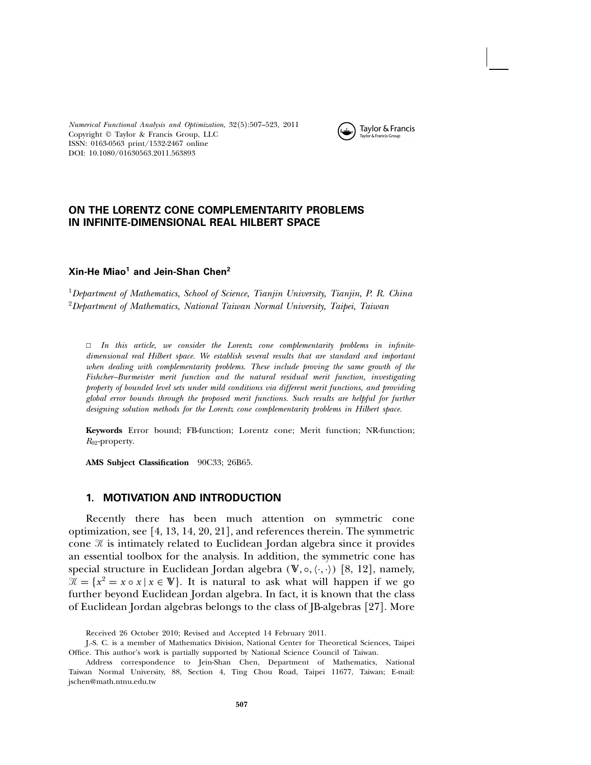Numerical Functional Analysis and Optimization, 32(5):507–523, 2011
Copyright © Taylor & Francis Group, LLC
ISSN: 0163-0563 print/1532-2467 online
DOI: 10.1080/01630563.2011.563893

# ON THE LORENTZ CONE COMPLEMENTARITY PROBLEMS IN INFINITE-DIMENSIONAL REAL HILBERT SPACE

**Xin-He Miao[1] and Jein-Shan Chen[2]**

[1] *Department of Mathematics, School of Science, Tianjin University, Tianjin, P. R. China*
[2] *Department of Mathematics, National Taiwan Normal University, Taipei, Taiwan*

□ *In this article, we consider the Lorentz cone complementarity problems in infinite-dimensional real Hilbert space. We establish several results that are standard and important when dealing with complementarity problems. These include proving the same growth of the Fishcher–Burmeister merit function and the natural residual merit function, investigating property of bounded level sets under mild conditions via different merit functions, and providing global error bounds through the proposed merit functions. Such results are helpful for further designing solution methods for the Lorentz cone complementarity problems in Hilbert space.*

**Keywords** Error bound; FB-function; Lorentz cone; Merit function; NR-function; $R_{02}$-property.

**AMS Subject Classification** 90C33; 26B65.

## 1. MOTIVATION AND INTRODUCTION

Recently there has been much attention on symmetric cone optimization, see [4, 13, 14, 20, 21], and references therein. The symmetric cone $\mathcal{K}$ is intimately related to Euclidean Jordan algebra since it provides an essential toolbox for the analysis. In addition, the symmetric cone has special structure in Euclidean Jordan algebra $(\mathbb{V}, \circ, \langle\cdot,\cdot\rangle)$ [8, 12], namely, $\mathcal{K} = \{x^2 = x \circ x \mid x \in \mathbb{V}\}$. It is natural to ask what will happen if we go further beyond Euclidean Jordan algebra. In fact, it is known that the class of Euclidean Jordan algebras belongs to the class of JB-algebras [27]. More

Received 26 October 2010; Revised and Accepted 14 February 2011.

J.-S. C. is a member of Mathematics Division, National Center for Theoretical Sciences, Taipei Office. This author's work is partially supported by National Science Council of Taiwan.

Address correspondence to Jein-Shan Chen, Department of Mathematics, National Taiwan Normal University, 88, Section 4, Ting Chou Road, Taipei 11677, Taiwan; E-mail: jschen@math.ntnu.edu.tw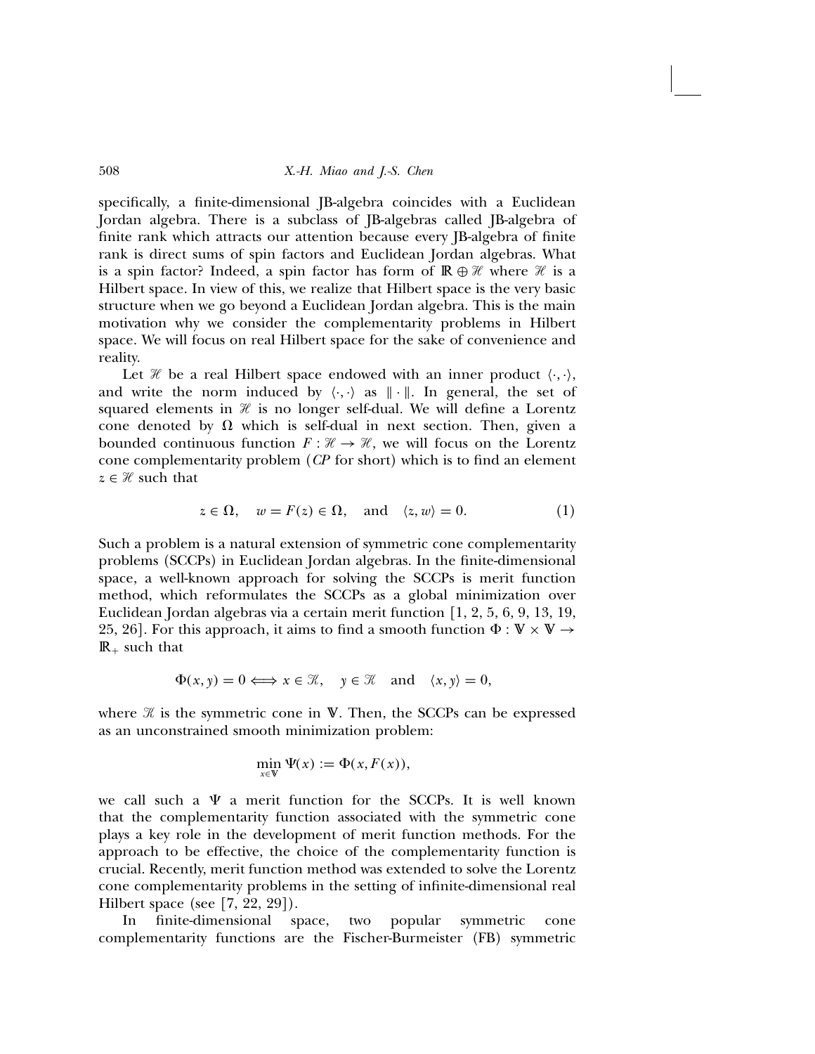specifically, a finite-dimensional JB-algebra coincides with a Euclidean Jordan algebra. There is a subclass of JB-algebras called JB-algebra of finite rank which attracts our attention because every JB-algebra of finite rank is direct sums of spin factors and Euclidean Jordan algebras. What is a spin factor? Indeed, a spin factor has form of $\mathbb{R} \oplus \mathscr{H}$ where $\mathscr{H}$ is a Hilbert space. In view of this, we realize that Hilbert space is the very basic structure when we go beyond a Euclidean Jordan algebra. This is the main motivation why we consider the complementarity problems in Hilbert space. We will focus on real Hilbert space for the sake of convenience and reality.

Let $\mathscr{H}$ be a real Hilbert space endowed with an inner product $\langle \cdot, \cdot \rangle$, and write the norm induced by $\langle \cdot, \cdot \rangle$ as $\| \cdot \|$. In general, the set of squared elements in $\mathscr{H}$ is no longer self-dual. We will define a Lorentz cone denoted by $\Omega$ which is self-dual in next section. Then, given a bounded continuous function $F : \mathscr{H} \to \mathscr{H}$, we will focus on the Lorentz cone complementarity problem (*CP* for short) which is to find an element $z \in \mathscr{H}$ such that

$$z \in \Omega, \quad w = F(z) \in \Omega, \quad \text{and} \quad \langle z, w \rangle = 0. \tag{1}$$

Such a problem is a natural extension of symmetric cone complementarity problems (SCCPs) in Euclidean Jordan algebras. In the finite-dimensional space, a well-known approach for solving the SCCPs is merit function method, which reformulates the SCCPs as a global minimization over Euclidean Jordan algebras via a certain merit function [1, 2, 5, 6, 9, 13, 19, 25, 26]. For this approach, it aims to find a smooth function $\Phi : \mathbb{V} \times \mathbb{V} \to \mathbb{R}_+$ such that

$$\Phi(x, y) = 0 \Longleftrightarrow x \in \mathscr{K}, \quad y \in \mathscr{K} \quad \text{and} \quad \langle x, y \rangle = 0,$$

where $\mathscr{K}$ is the symmetric cone in $\mathbb{V}$. Then, the SCCPs can be expressed as an unconstrained smooth minimization problem:

$$\min_{x \in \mathbb{V}} \Psi(x) := \Phi(x, F(x)),$$

we call such a $\Psi$ a merit function for the SCCPs. It is well known that the complementarity function associated with the symmetric cone plays a key role in the development of merit function methods. For the approach to be effective, the choice of the complementarity function is crucial. Recently, merit function method was extended to solve the Lorentz cone complementarity problems in the setting of infinite-dimensional real Hilbert space (see [7, 22, 29]).

In finite-dimensional space, two popular symmetric cone complementarity functions are the Fischer-Burmeister (FB) symmetric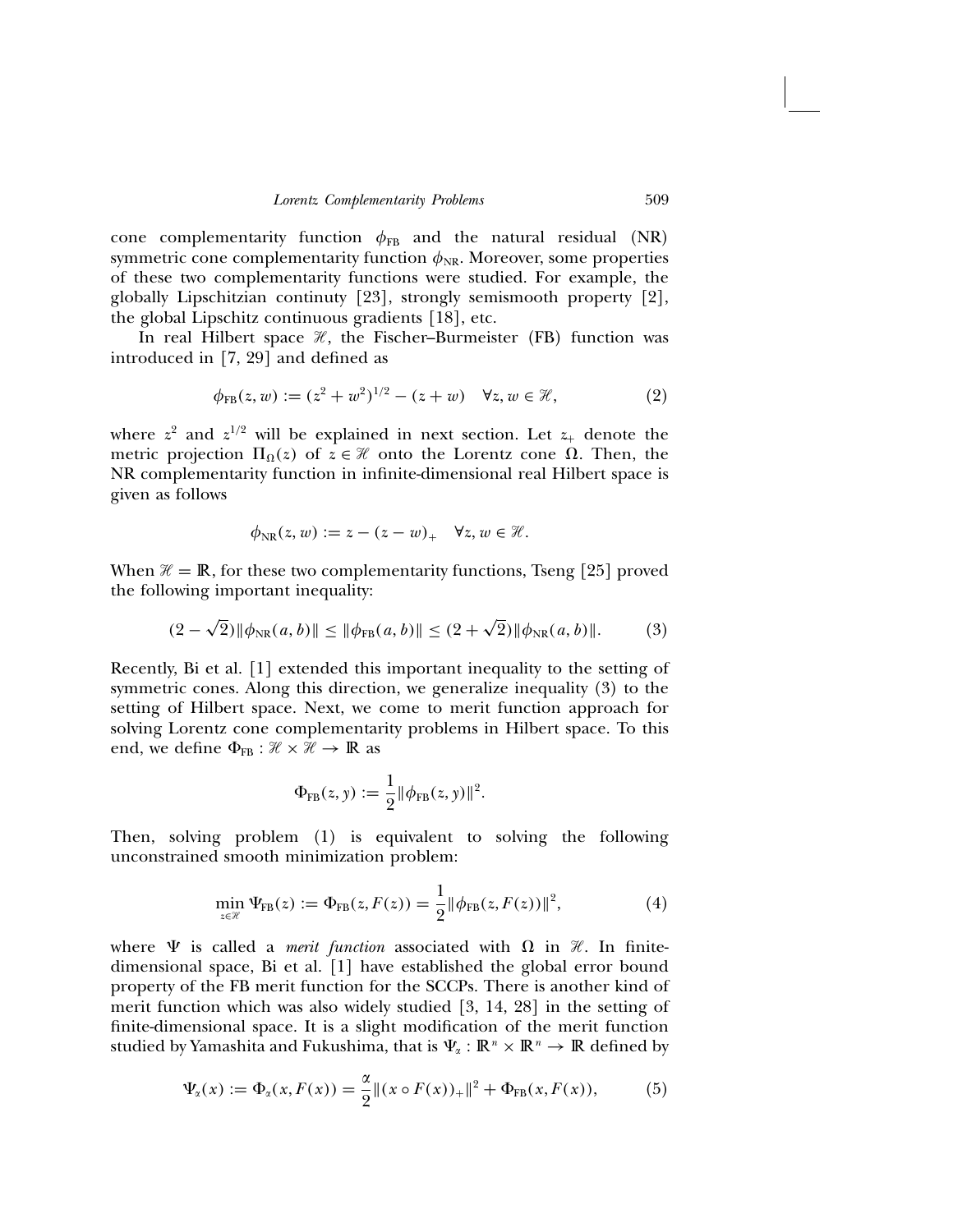cone complementarity function $\phi_{\text{FB}}$ and the natural residual (NR) symmetric cone complementarity function $\phi_{\text{NR}}$. Moreover, some properties of these two complementarity functions were studied. For example, the globally Lipschitzian continuty [23], strongly semismooth property [2], the global Lipschitz continuous gradients [18], etc.

In real Hilbert space $\mathscr{H}$, the Fischer–Burmeister (FB) function was introduced in [7, 29] and defined as

$$\phi_{\text{FB}}(z, w) := (z^2 + w^2)^{1/2} - (z + w) \quad \forall z, w \in \mathscr{H}, \tag{2}$$

where $z^2$ and $z^{1/2}$ will be explained in next section. Let $z_+$ denote the metric projection $\Pi_\Omega(z)$ of $z \in \mathscr{H}$ onto the Lorentz cone $\Omega$. Then, the NR complementarity function in infinite-dimensional real Hilbert space is given as follows

$$\phi_{\text{NR}}(z, w) := z - (z - w)_+ \quad \forall z, w \in \mathscr{H}.$$

When $\mathscr{H} = \mathbb{R}$, for these two complementarity functions, Tseng [25] proved the following important inequality:

$$(2 - \sqrt{2})\|\phi_{\text{NR}}(a, b)\| \leq \|\phi_{\text{FB}}(a, b)\| \leq (2 + \sqrt{2})\|\phi_{\text{NR}}(a, b)\|. \tag{3}$$

Recently, Bi et al. [1] extended this important inequality to the setting of symmetric cones. Along this direction, we generalize inequality (3) to the setting of Hilbert space. Next, we come to merit function approach for solving Lorentz cone complementarity problems in Hilbert space. To this end, we define $\Phi_{\text{FB}} : \mathscr{H} \times \mathscr{H} \to \mathbb{R}$ as

$$\Phi_{\text{FB}}(z, y) := \frac{1}{2}\|\phi_{\text{FB}}(z, y)\|^2.$$

Then, solving problem (1) is equivalent to solving the following unconstrained smooth minimization problem:

$$\min_{z \in \mathscr{H}} \Psi_{\text{FB}}(z) := \Phi_{\text{FB}}(z, F(z)) = \frac{1}{2}\|\phi_{\text{FB}}(z, F(z))\|^2, \tag{4}$$

where $\Psi$ is called a *merit function* associated with $\Omega$ in $\mathscr{H}$. In finite-dimensional space, Bi et al. [1] have established the global error bound property of the FB merit function for the SCCPs. There is another kind of merit function which was also widely studied [3, 14, 28] in the setting of finite-dimensional space. It is a slight modification of the merit function studied by Yamashita and Fukushima, that is $\Psi_\alpha : \mathbb{R}^n \times \mathbb{R}^n \to \mathbb{R}$ defined by

$$\Psi_\alpha(x) := \Phi_\alpha(x, F(x)) = \frac{\alpha}{2}\|(x \circ F(x))_+\|^2 + \Phi_{\text{FB}}(x, F(x)), \tag{5}$$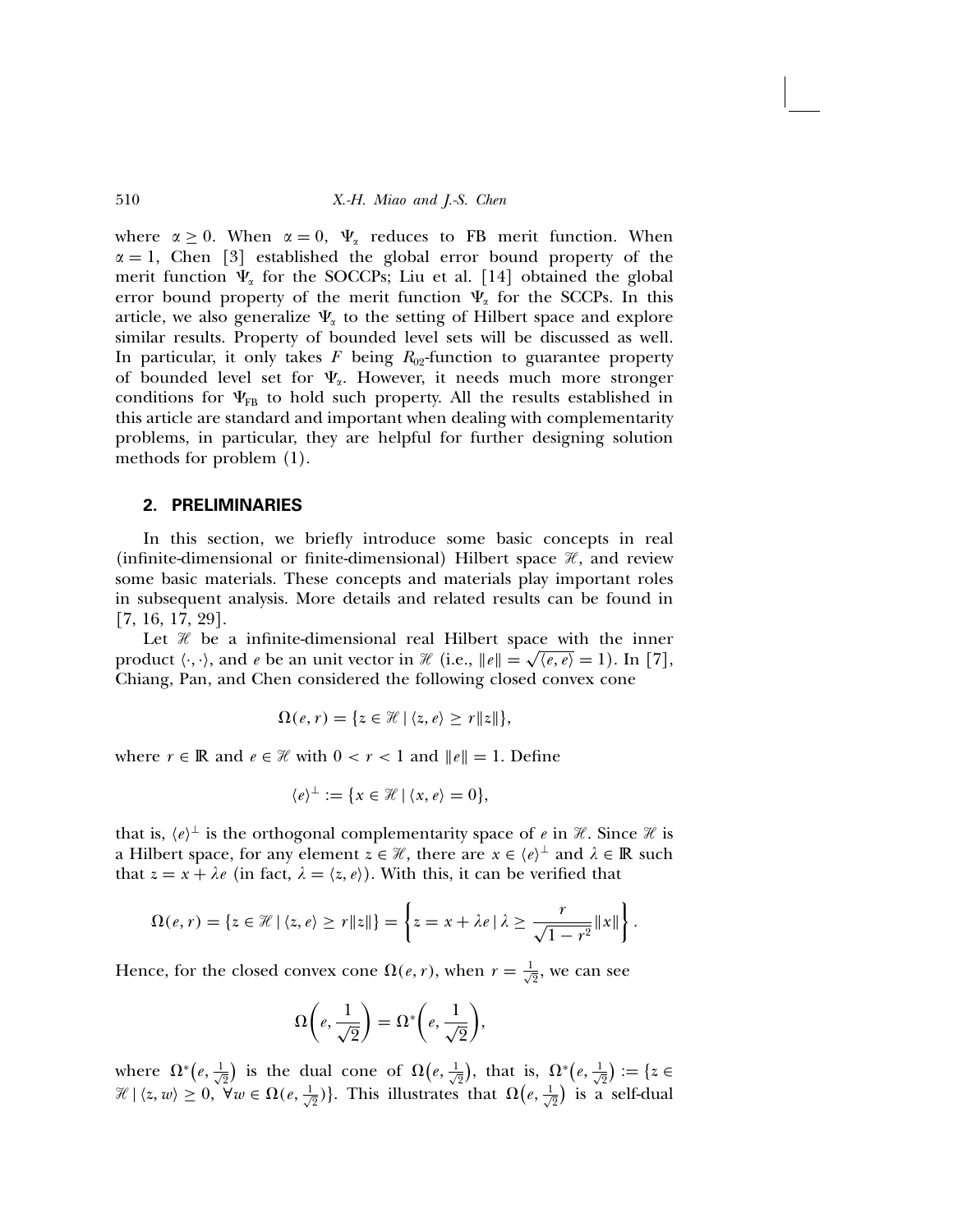where $\alpha \geq 0$. When $\alpha = 0$, $\Psi_\alpha$ reduces to FB merit function. When $\alpha = 1$, Chen [3] established the global error bound property of the merit function $\Psi_\alpha$ for the SOCCPs; Liu et al. [14] obtained the global error bound property of the merit function $\Psi_\alpha$ for the SCCPs. In this article, we also generalize $\Psi_\alpha$ to the setting of Hilbert space and explore similar results. Property of bounded level sets will be discussed as well. In particular, it only takes $F$ being $R_{02}$-function to guarantee property of bounded level set for $\Psi_\alpha$. However, it needs much more stronger conditions for $\Psi_{\mathrm{FB}}$ to hold such property. All the results established in this article are standard and important when dealing with complementarity problems, in particular, they are helpful for further designing solution methods for problem (1).

## 2. PRELIMINARIES

In this section, we briefly introduce some basic concepts in real (infinite-dimensional or finite-dimensional) Hilbert space $\mathscr{H}$, and review some basic materials. These concepts and materials play important roles in subsequent analysis. More details and related results can be found in [7, 16, 17, 29].

Let $\mathscr{H}$ be a infinite-dimensional real Hilbert space with the inner product $\langle \cdot, \cdot \rangle$, and $e$ be an unit vector in $\mathscr{H}$ (i.e., $\|e\| = \sqrt{\langle e, e \rangle} = 1$). In [7], Chiang, Pan, and Chen considered the following closed convex cone

$$\Omega(e, r) = \{z \in \mathscr{H} \mid \langle z, e \rangle \geq r\|z\|\},$$

where $r \in \mathbb{R}$ and $e \in \mathscr{H}$ with $0 < r < 1$ and $\|e\| = 1$. Define

$$\langle e \rangle^\perp := \{x \in \mathscr{H} \mid \langle x, e \rangle = 0\},$$

that is, $\langle e \rangle^\perp$ is the orthogonal complementarity space of $e$ in $\mathscr{H}$. Since $\mathscr{H}$ is a Hilbert space, for any element $z \in \mathscr{H}$, there are $x \in \langle e \rangle^\perp$ and $\lambda \in \mathbb{R}$ such that $z = x + \lambda e$ (in fact, $\lambda = \langle z, e \rangle$). With this, it can be verified that

$$\Omega(e, r) = \{z \in \mathscr{H} \mid \langle z, e \rangle \geq r\|z\|\} = \left\{ z = x + \lambda e \mid \lambda \geq \frac{r}{\sqrt{1 - r^2}}\|x\| \right\}.$$

Hence, for the closed convex cone $\Omega(e, r)$, when $r = \frac{1}{\sqrt{2}}$, we can see

$$\Omega\left(e, \frac{1}{\sqrt{2}}\right) = \Omega^*\left(e, \frac{1}{\sqrt{2}}\right),$$

where $\Omega^*\left(e, \frac{1}{\sqrt{2}}\right)$ is the dual cone of $\Omega\left(e, \frac{1}{\sqrt{2}}\right)$, that is, $\Omega^*\left(e, \frac{1}{\sqrt{2}}\right) := \{z \in \mathscr{H} \mid \langle z, w \rangle \geq 0, \ \forall w \in \Omega(e, \frac{1}{\sqrt{2}})\}$. This illustrates that $\Omega\left(e, \frac{1}{\sqrt{2}}\right)$ is a self-dual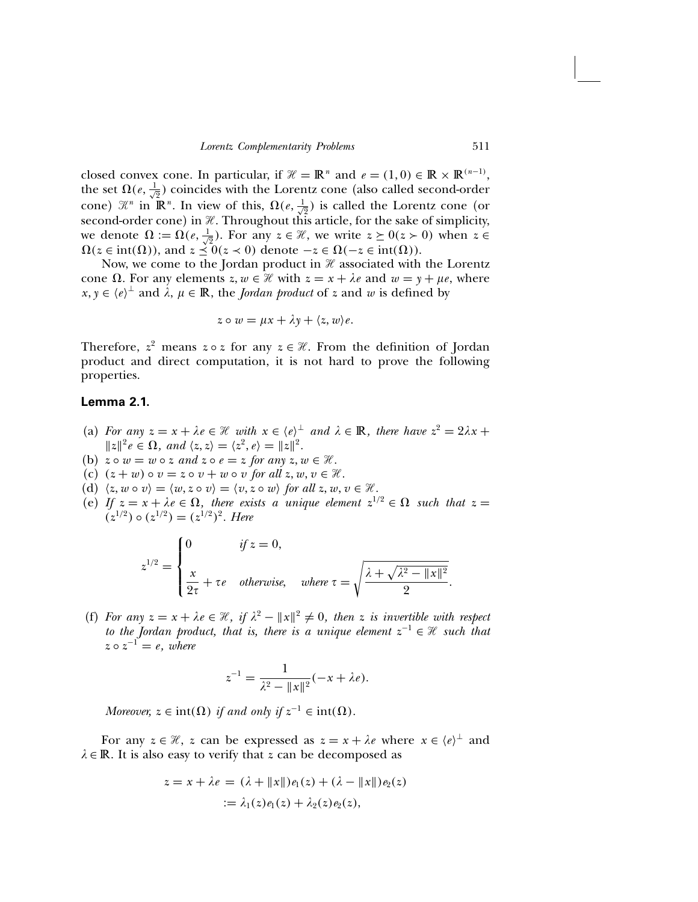closed convex cone. In particular, if $\mathscr{H} = \mathbb{R}^n$ and $e = (1, 0) \in \mathbb{R} \times \mathbb{R}^{(n-1)}$, the set $\Omega(e, \frac{1}{\sqrt{2}})$ coincides with the Lorentz cone (also called second-order cone) $\mathscr{K}^n$ in $\mathbb{R}^n$. In view of this, $\Omega(e, \frac{1}{\sqrt{2}})$ is called the Lorentz cone (or second-order cone) in $\mathscr{H}$. Throughout this article, for the sake of simplicity, we denote $\Omega := \Omega(e, \frac{1}{\sqrt{2}})$. For any $z \in \mathscr{H}$, we write $z \succeq 0 (z \succ 0)$ when $z \in \Omega (z \in \mathrm{int}(\Omega))$, and $z \preceq 0 (z \prec 0)$ denote $-z \in \Omega (-z \in \mathrm{int}(\Omega))$.

Now, we come to the Jordan product in $\mathscr{H}$ associated with the Lorentz cone $\Omega$. For any elements $z, w \in \mathscr{H}$ with $z = x + \lambda e$ and $w = y + \mu e$, where $x, y \in \langle e \rangle^\perp$ and $\lambda, \mu \in \mathbb{R}$, the *Jordan product* of $z$ and $w$ is defined by

$$z \circ w = \mu x + \lambda y + \langle z, w \rangle e.$$

Therefore, $z^2$ means $z \circ z$ for any $z \in \mathscr{H}$. From the definition of Jordan product and direct computation, it is not hard to prove the following properties.

**Lemma 2.1.**

(a) *For any $z = x + \lambda e \in \mathscr{H}$ with $x \in \langle e \rangle^\perp$ and $\lambda \in \mathbb{R}$, there have $z^2 = 2\lambda x + \|z\|^2 e \in \Omega$, and $\langle z, z \rangle = \langle z^2, e \rangle = \|z\|^2$.*

(b) *$z \circ w = w \circ z$ and $z \circ e = z$ for any $z, w \in \mathscr{H}$.*

(c) *$(z + w) \circ v = z \circ v + w \circ v$ for all $z, w, v \in \mathscr{H}$.*

(d) *$\langle z, w \circ v \rangle = \langle w, z \circ v \rangle = \langle v, z \circ w \rangle$ for all $z, w, v \in \mathscr{H}$.*

(e) *If $z = x + \lambda e \in \Omega$, there exists a unique element $z^{1/2} \in \Omega$ such that $z = (z^{1/2}) \circ (z^{1/2}) = (z^{1/2})^2$. Here*

$$z^{1/2} = \begin{cases} 0 & \text{if } z = 0, \\ \dfrac{x}{2\tau} + \tau e & \text{otherwise}, \quad \text{where } \tau = \sqrt{\dfrac{\lambda + \sqrt{\lambda^2 - \|x\|^2}}{2}}. \end{cases}$$

(f) *For any $z = x + \lambda e \in \mathscr{H}$, if $\lambda^2 - \|x\|^2 \neq 0$, then $z$ is invertible with respect to the Jordan product, that is, there is a unique element $z^{-1} \in \mathscr{H}$ such that $z \circ z^{-1} = e$, where*

$$z^{-1} = \frac{1}{\lambda^2 - \|x\|^2}(-x + \lambda e).$$

*Moreover, $z \in \mathrm{int}(\Omega)$ if and only if $z^{-1} \in \mathrm{int}(\Omega)$.*

For any $z \in \mathscr{H}$, $z$ can be expressed as $z = x + \lambda e$ where $x \in \langle e \rangle^\perp$ and $\lambda \in \mathbb{R}$. It is also easy to verify that $z$ can be decomposed as

$$\begin{aligned} z = x + \lambda e &= (\lambda + \|x\|) e_1(z) + (\lambda - \|x\|) e_2(z) \\ &:= \lambda_1(z) e_1(z) + \lambda_2(z) e_2(z), \end{aligned}$$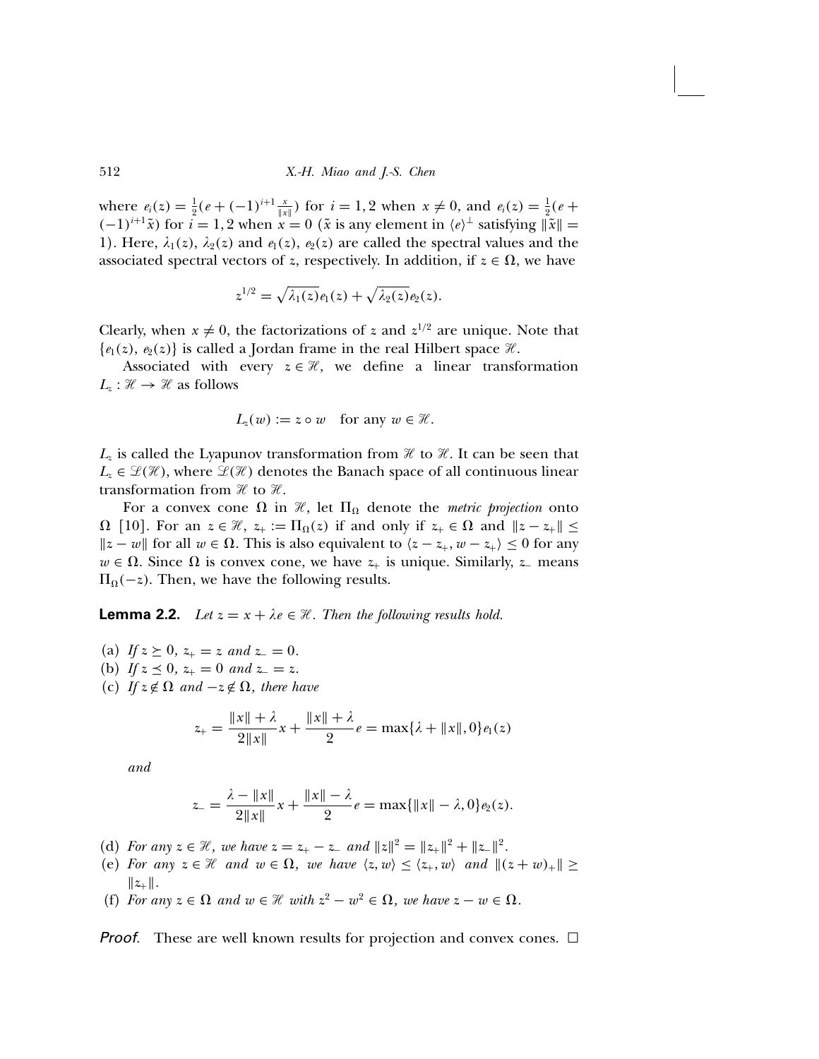where $e_i(z) = \frac{1}{2}(e + (-1)^{i+1}\frac{x}{\|x\|})$ for $i = 1, 2$ when $x \neq 0$, and $e_i(z) = \frac{1}{2}(e + (-1)^{i+1}\tilde{x})$ for $i = 1, 2$ when $x = 0$ ($\tilde{x}$ is any element in $\langle e \rangle^\perp$ satisfying $\|\tilde{x}\| = 1$). Here, $\lambda_1(z)$, $\lambda_2(z)$ and $e_1(z)$, $e_2(z)$ are called the spectral values and the associated spectral vectors of $z$, respectively. In addition, if $z \in \Omega$, we have

$$z^{1/2} = \sqrt{\lambda_1(z)}e_1(z) + \sqrt{\lambda_2(z)}e_2(z).$$

Clearly, when $x \neq 0$, the factorizations of $z$ and $z^{1/2}$ are unique. Note that $\{e_1(z), e_2(z)\}$ is called a Jordan frame in the real Hilbert space $\mathscr{H}$.

Associated with every $z \in \mathscr{H}$, we define a linear transformation $L_z : \mathscr{H} \to \mathscr{H}$ as follows

$$L_z(w) := z \circ w \quad \text{for any } w \in \mathscr{H}.$$

$L_z$ is called the Lyapunov transformation from $\mathscr{H}$ to $\mathscr{H}$. It can be seen that $L_z \in \mathscr{L}(\mathscr{H})$, where $\mathscr{L}(\mathscr{H})$ denotes the Banach space of all continuous linear transformation from $\mathscr{H}$ to $\mathscr{H}$.

For a convex cone $\Omega$ in $\mathscr{H}$, let $\Pi_\Omega$ denote the *metric projection* onto $\Omega$ [10]. For an $z \in \mathscr{H}$, $z_+ := \Pi_\Omega(z)$ if and only if $z_+ \in \Omega$ and $\|z - z_+\| \leq \|z - w\|$ for all $w \in \Omega$. This is also equivalent to $\langle z - z_+, w - z_+ \rangle \leq 0$ for any $w \in \Omega$. Since $\Omega$ is convex cone, we have $z_+$ is unique. Similarly, $z_-$ means $\Pi_\Omega(-z)$. Then, we have the following results.

**Lemma 2.2.** *Let $z = x + \lambda e \in \mathscr{H}$. Then the following results hold.*

(a) *If $z \succeq 0$, $z_+ = z$ and $z_- = 0$.*
(b) *If $z \preceq 0$, $z_+ = 0$ and $z_- = z$.*
(c) *If $z \notin \Omega$ and $-z \notin \Omega$, there have*

$$z_+ = \frac{\|x\| + \lambda}{2\|x\|}x + \frac{\|x\| + \lambda}{2}e = \max\{\lambda + \|x\|, 0\}e_1(z)$$

*and*

$$z_- = \frac{\lambda - \|x\|}{2\|x\|}x + \frac{\|x\| - \lambda}{2}e = \max\{\|x\| - \lambda, 0\}e_2(z).$$

(d) *For any $z \in \mathscr{H}$, we have $z = z_+ - z_-$ and $\|z\|^2 = \|z_+\|^2 + \|z_-\|^2$.*
(e) *For any $z \in \mathscr{H}$ and $w \in \Omega$, we have $\langle z, w \rangle \leq \langle z_+, w \rangle$ and $\|(z + w)_+\| \geq \|z_+\|$.*
(f) *For any $z \in \Omega$ and $w \in \mathscr{H}$ with $z^2 - w^2 \in \Omega$, we have $z - w \in \Omega$.*

*Proof.* These are well known results for projection and convex cones. $\square$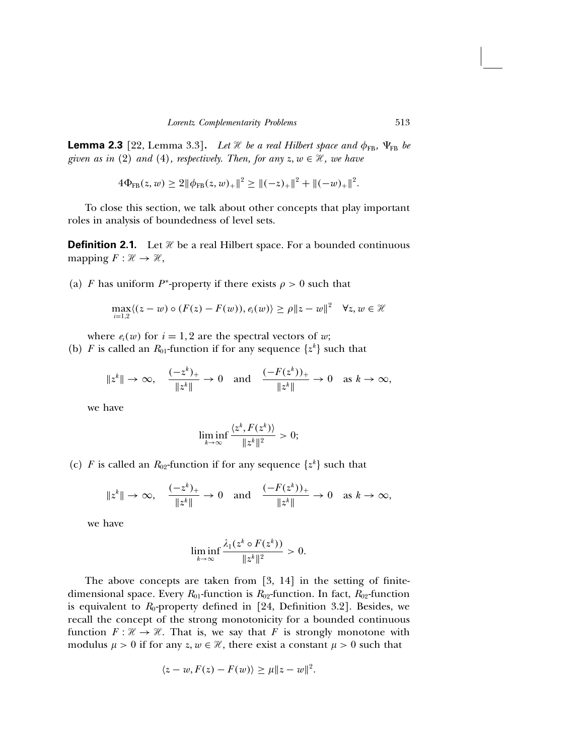**Lemma 2.3** [22, Lemma 3.3]. *Let $\mathscr{H}$ be a real Hilbert space and $\phi_{\text{FB}}$, $\Psi_{\text{FB}}$ be given as in (2) and (4), respectively. Then, for any $z, w \in \mathscr{H}$, we have*

$$4\Phi_{\text{FB}}(z, w) \geq 2\|\phi_{\text{FB}}(z, w)_+\|^2 \geq \|(-z)_+\|^2 + \|(-w)_+\|^2.$$

To close this section, we talk about other concepts that play important roles in analysis of boundedness of level sets.

**Definition 2.1.** Let $\mathscr{H}$ be a real Hilbert space. For a bounded continuous mapping $F : \mathscr{H} \to \mathscr{H}$,

(a) $F$ has uniform $P^*$-property if there exists $\rho > 0$ such that

$$\max_{i=1,2} \langle (z - w) \circ (F(z) - F(w)), e_i(w) \rangle \geq \rho \|z - w\|^2 \quad \forall z, w \in \mathscr{H}$$

where $e_i(w)$ for $i = 1, 2$ are the spectral vectors of $w$;

(b) $F$ is called an $R_{01}$-function if for any sequence $\{z^k\}$ such that

$$\|z^k\| \to \infty, \quad \frac{(-z^k)_+}{\|z^k\|} \to 0 \quad \text{and} \quad \frac{(-F(z^k))_+}{\|z^k\|} \to 0 \quad \text{as } k \to \infty,$$

we have

$$\liminf_{k \to \infty} \frac{\langle z^k, F(z^k) \rangle}{\|z^k\|^2} > 0;$$

(c) $F$ is called an $R_{02}$-function if for any sequence $\{z^k\}$ such that

$$\|z^k\| \to \infty, \quad \frac{(-z^k)_+}{\|z^k\|} \to 0 \quad \text{and} \quad \frac{(-F(z^k))_+}{\|z^k\|} \to 0 \quad \text{as } k \to \infty,$$

we have

$$\liminf_{k \to \infty} \frac{\lambda_1(z^k \circ F(z^k))}{\|z^k\|^2} > 0.$$

The above concepts are taken from [3, 14] in the setting of finite-dimensional space. Every $R_{01}$-function is $R_{02}$-function. In fact, $R_{02}$-function is equivalent to $R_0$-property defined in [24, Definition 3.2]. Besides, we recall the concept of the strong monotonicity for a bounded continuous function $F : \mathscr{H} \to \mathscr{H}$. That is, we say that $F$ is strongly monotone with modulus $\mu > 0$ if for any $z, w \in \mathscr{H}$, there exist a constant $\mu > 0$ such that

$$\langle z - w, F(z) - F(w) \rangle \geq \mu \|z - w\|^2.$$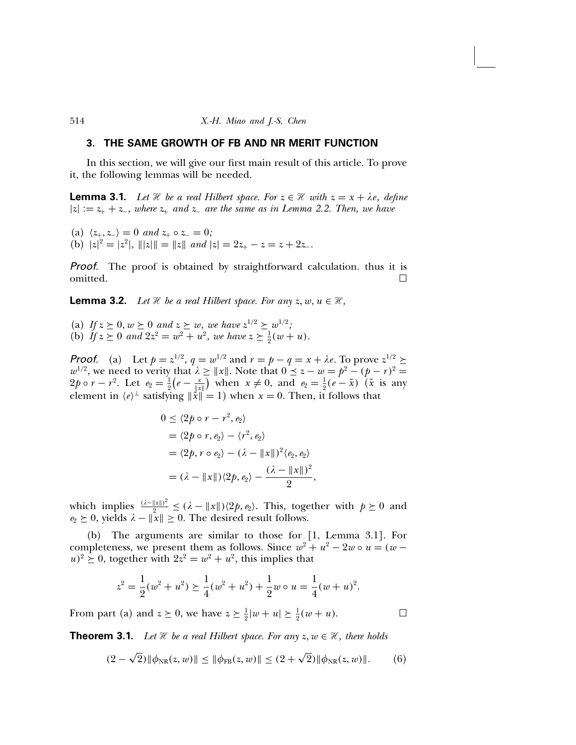## 3. THE SAME GROWTH OF FB AND NR MERIT FUNCTION

In this section, we will give our first main result of this article. To prove it, the following lemmas will be needed.

**Lemma 3.1.** *Let $\mathscr{H}$ be a real Hilbert space. For $z \in \mathscr{H}$ with $z = x + \lambda e$, define $|z| := z_+ + z_-$, where $z_+$ and $z_-$ are the same as in Lemma 2.2. Then, we have*

(a) $\langle z_+, z_- \rangle = 0$ *and* $z_+ \circ z_- = 0$;
(b) $|z|^2 = |z^2|$, $\||z|\| = \|z\|$ *and* $|z| = 2z_+ - z = z + 2z_-$.

*Proof.* The proof is obtained by straightforward calculation. thus it is omitted. □

**Lemma 3.2.** *Let $\mathscr{H}$ be a real Hilbert space. For any $z, w, u \in \mathscr{H}$,*

(a) *If $z \succeq 0$, $w \succeq 0$ and $z \succeq w$, we have $z^{1/2} \succeq w^{1/2}$;*
(b) *If $z \succeq 0$ and $2z^2 = w^2 + u^2$, we have $z \succeq \frac{1}{2}(w + u)$.*

*Proof.* (a) Let $p = z^{1/2}$, $q = w^{1/2}$ and $r = p - q = x + \lambda e$. To prove $z^{1/2} \succeq w^{1/2}$, we need to verity that $\lambda \geq \|x\|$. Note that $0 \preceq z - w = p^2 - (p - r)^2 = 2p \circ r - r^2$. Let $e_2 = \frac{1}{2}\big(e - \frac{x}{\|x\|}\big)$ when $x \neq 0$, and $e_2 = \frac{1}{2}(e - \tilde{x})$ ($\tilde{x}$ is any element in $\langle e \rangle^\perp$ satisfying $\|\tilde{x}\| = 1$) when $x = 0$. Then, it follows that

$$
\begin{aligned}
0 &\leq \langle 2p \circ r - r^2, e_2 \rangle \\
&= \langle 2p \circ r, e_2 \rangle - \langle r^2, e_2 \rangle \\
&= \langle 2p, r \circ e_2 \rangle - (\lambda - \|x\|)^2 \langle e_2, e_2 \rangle \\
&= (\lambda - \|x\|)\langle 2p, e_2 \rangle - \frac{(\lambda - \|x\|)^2}{2},
\end{aligned}
$$

which implies $\frac{(\lambda - \|x\|)^2}{2} \leq (\lambda - \|x\|)\langle 2p, e_2 \rangle$. This, together with $p \succeq 0$ and $e_2 \succeq 0$, yields $\lambda - \|x\| \geq 0$. The desired result follows.

(b) The arguments are similar to those for [1, Lemma 3.1]. For completeness, we present them as follows. Since $w^2 + u^2 - 2w \circ u = (w - u)^2 \succeq 0$, together with $2z^2 = w^2 + u^2$, this implies that

$$
z^2 = \frac{1}{2}(w^2 + u^2) \succeq \frac{1}{4}(w^2 + u^2) + \frac{1}{2} w \circ u = \frac{1}{4}(w + u)^2.
$$

From part (a) and $z \succeq 0$, we have $z \succeq \frac{1}{2}|w + u| \succeq \frac{1}{2}(w + u)$. □

**Theorem 3.1.** *Let $\mathscr{H}$ be a real Hilbert space. For any $z, w \in \mathscr{H}$, there holds*

$$
(2 - \sqrt{2})\|\phi_{\mathrm{NR}}(z, w)\| \leq \|\phi_{\mathrm{FB}}(z, w)\| \leq (2 + \sqrt{2})\|\phi_{\mathrm{NR}}(z, w)\|. \tag{6}
$$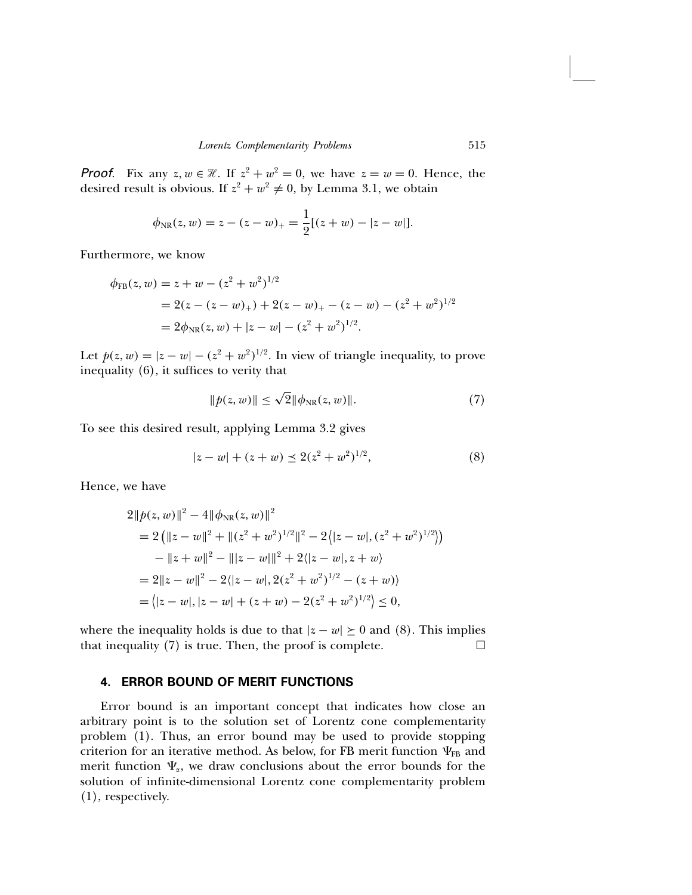*Proof*. Fix any $z, w \in \mathscr{H}$. If $z^2 + w^2 = 0$, we have $z = w = 0$. Hence, the desired result is obvious. If $z^2 + w^2 \neq 0$, by Lemma 3.1, we obtain

$$\phi_{\mathrm{NR}}(z, w) = z - (z - w)_+ = \frac{1}{2}[(z + w) - |z - w|].$$

Furthermore, we know

$$\begin{aligned}
\phi_{\mathrm{FB}}(z, w) &= z + w - (z^2 + w^2)^{1/2} \\
&= 2(z - (z - w)_+) + 2(z - w)_+ - (z - w) - (z^2 + w^2)^{1/2} \\
&= 2\phi_{\mathrm{NR}}(z, w) + |z - w| - (z^2 + w^2)^{1/2}.
\end{aligned}$$

Let $p(z, w) = |z - w| - (z^2 + w^2)^{1/2}$. In view of triangle inequality, to prove inequality (6), it suffices to verity that

$$\|p(z, w)\| \leq \sqrt{2}\|\phi_{\mathrm{NR}}(z, w)\|. \tag{7}$$

To see this desired result, applying Lemma 3.2 gives

$$|z - w| + (z + w) \preceq 2(z^2 + w^2)^{1/2}, \tag{8}$$

Hence, we have

$$\begin{aligned}
&2\|p(z, w)\|^2 - 4\|\phi_{\mathrm{NR}}(z, w)\|^2 \\
&= 2\left(\|z - w\|^2 + \|(z^2 + w^2)^{1/2}\|^2 - 2\left\langle |z - w|, (z^2 + w^2)^{1/2}\right\rangle\right) \\
&\quad - \|z + w\|^2 - \||z - w|\|^2 + 2\langle |z - w|, z + w\rangle \\
&= 2\|z - w\|^2 - 2\langle |z - w|, 2(z^2 + w^2)^{1/2} - (z + w)\rangle \\
&= \left\langle |z - w|, |z - w| + (z + w) - 2(z^2 + w^2)^{1/2}\right\rangle \leq 0,
\end{aligned}$$

where the inequality holds is due to that $|z - w| \succeq 0$ and (8). This implies that inequality (7) is true. Then, the proof is complete. □

## 4. ERROR BOUND OF MERIT FUNCTIONS

Error bound is an important concept that indicates how close an arbitrary point is to the solution set of Lorentz cone complementarity problem (1). Thus, an error bound may be used to provide stopping criterion for an iterative method. As below, for FB merit function $\Psi_{\mathrm{FB}}$ and merit function $\Psi_\alpha$, we draw conclusions about the error bounds for the solution of infinite-dimensional Lorentz cone complementarity problem (1), respectively.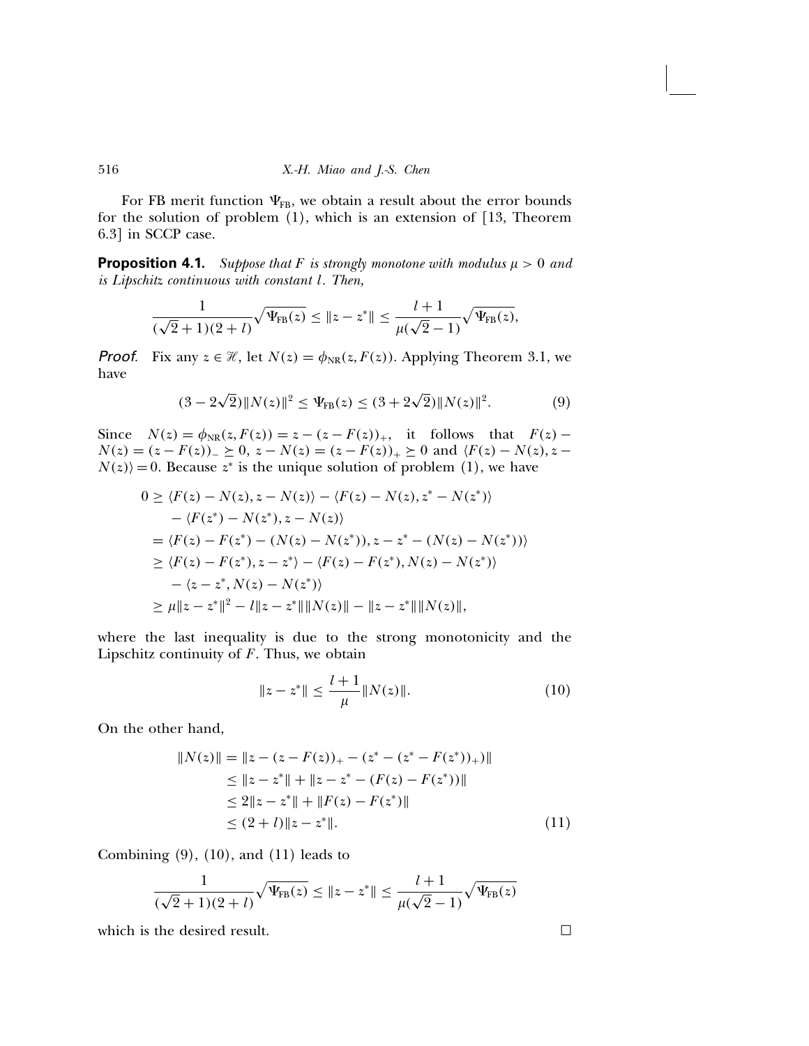For FB merit function $\Psi_{\text{FB}}$, we obtain a result about the error bounds for the solution of problem (1), which is an extension of [13, Theorem 6.3] in SCCP case.

**Proposition 4.1.** *Suppose that $F$ is strongly monotone with modulus $\mu > 0$ and is Lipschitz continuous with constant $l$. Then,*

$$\frac{1}{(\sqrt{2}+1)(2+l)}\sqrt{\Psi_{\text{FB}}(z)} \leq \|z - z^*\| \leq \frac{l+1}{\mu(\sqrt{2}-1)}\sqrt{\Psi_{\text{FB}}(z)},$$

*Proof.* Fix any $z \in \mathscr{H}$, let $N(z) = \phi_{\text{NR}}(z, F(z))$. Applying Theorem 3.1, we have

$$(3 - 2\sqrt{2})\|N(z)\|^2 \leq \Psi_{\text{FB}}(z) \leq (3 + 2\sqrt{2})\|N(z)\|^2. \tag{9}$$

Since $N(z) = \phi_{\text{NR}}(z, F(z)) = z - (z - F(z))_+$, it follows that $F(z) - N(z) = (z - F(z))_- \succeq 0$, $z - N(z) = (z - F(z))_+ \succeq 0$ and $\langle F(z) - N(z), z - N(z)\rangle = 0$. Because $z^*$ is the unique solution of problem (1), we have

$$\begin{aligned}
0 &\geq \langle F(z) - N(z), z - N(z)\rangle - \langle F(z) - N(z), z^* - N(z^*)\rangle \\
&\quad - \langle F(z^*) - N(z^*), z - N(z)\rangle \\
&= \langle F(z) - F(z^*) - (N(z) - N(z^*)), z - z^* - (N(z) - N(z^*))\rangle \\
&\geq \langle F(z) - F(z^*), z - z^*\rangle - \langle F(z) - F(z^*), N(z) - N(z^*)\rangle \\
&\quad - \langle z - z^*, N(z) - N(z^*)\rangle \\
&\geq \mu\|z - z^*\|^2 - l\|z - z^*\|\|N(z)\| - \|z - z^*\|\|N(z)\|,
\end{aligned}$$

where the last inequality is due to the strong monotonicity and the Lipschitz continuity of $F$. Thus, we obtain

$$\|z - z^*\| \leq \frac{l+1}{\mu}\|N(z)\|. \tag{10}$$

On the other hand,

$$\begin{aligned}
\|N(z)\| &= \|z - (z - F(z))_+ - (z^* - (z^* - F(z^*))_+)\| \\
&\leq \|z - z^*\| + \|z - z^* - (F(z) - F(z^*))\| \\
&\leq 2\|z - z^*\| + \|F(z) - F(z^*)\| \\
&\leq (2 + l)\|z - z^*\|.
\end{aligned} \tag{11}$$

Combining (9), (10), and (11) leads to

$$\frac{1}{(\sqrt{2}+1)(2+l)}\sqrt{\Psi_{\text{FB}}(z)} \leq \|z - z^*\| \leq \frac{l+1}{\mu(\sqrt{2}-1)}\sqrt{\Psi_{\text{FB}}(z)}$$

which is the desired result. □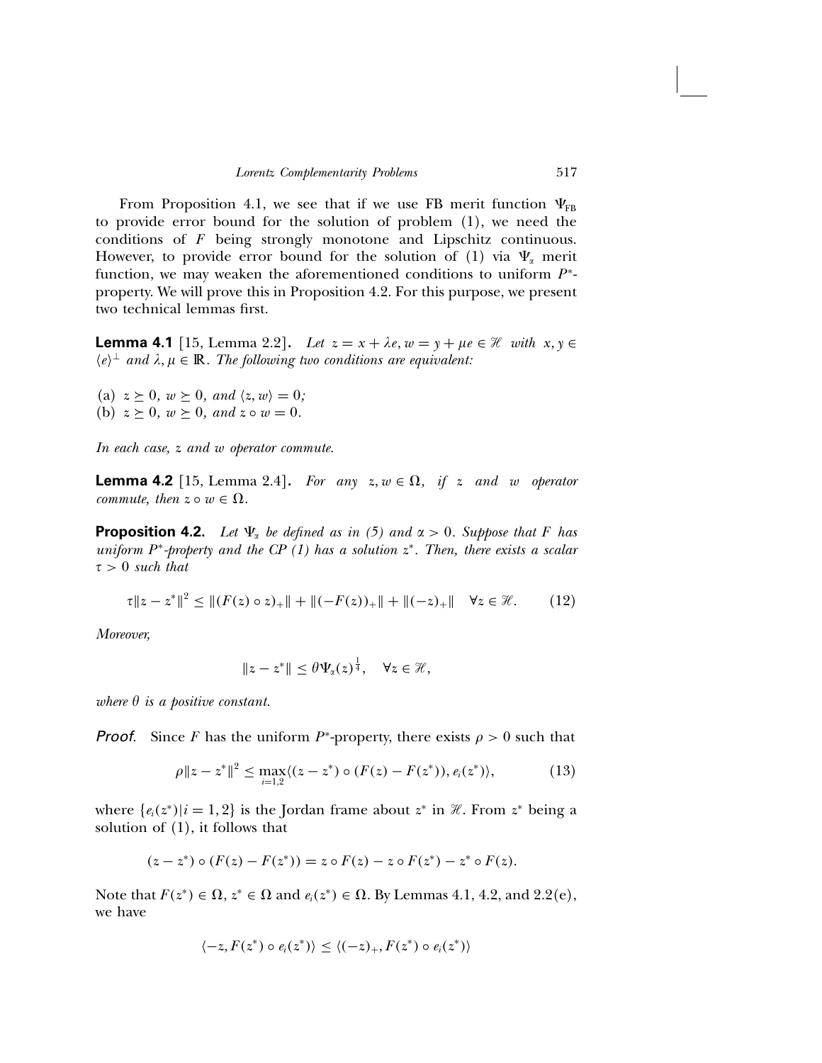From Proposition 4.1, we see that if we use FB merit function $\Psi_{\text{FB}}$ to provide error bound for the solution of problem (1), we need the conditions of $F$ being strongly monotone and Lipschitz continuous. However, to provide error bound for the solution of (1) via $\Psi_\alpha$ merit function, we may weaken the aforementioned conditions to uniform $P^*$-property. We will prove this in Proposition 4.2. For this purpose, we present two technical lemmas first.

**Lemma 4.1** [15, Lemma 2.2]**.** *Let $z = x + \lambda e, w = y + \mu e \in \mathscr{H}$ with $x, y \in \langle e \rangle^\perp$ and $\lambda, \mu \in \mathbb{R}$. The following two conditions are equivalent:*

(a) $z \succeq 0$, $w \succeq 0$, *and* $\langle z, w \rangle = 0$*;*
(b) $z \succeq 0$, $w \succeq 0$, *and* $z \circ w = 0$.

*In each case, $z$ and $w$ operator commute.*

**Lemma 4.2** [15, Lemma 2.4]**.** *For any $z, w \in \Omega$, if $z$ and $w$ operator commute, then $z \circ w \in \Omega$.*

**Proposition 4.2.** *Let $\Psi_\alpha$ be defined as in (5) and $\alpha > 0$. Suppose that $F$ has uniform $P^*$-property and the CP (1) has a solution $z^*$. Then, there exists a scalar $\tau > 0$ such that*

$$\tau \|z - z^*\|^2 \leq \|(F(z) \circ z)_+\| + \|(-F(z))_+\| + \|(-z)_+\| \quad \forall z \in \mathscr{H}. \tag{12}$$

*Moreover,*

$$\|z - z^*\| \leq \theta \Psi_\alpha(z)^{\frac{1}{4}}, \quad \forall z \in \mathscr{H},$$

*where $\theta$ is a positive constant.*

*Proof.* Since $F$ has the uniform $P^*$-property, there exists $\rho > 0$ such that

$$\rho \|z - z^*\|^2 \leq \max_{i=1,2} \langle (z - z^*) \circ (F(z) - F(z^*)), e_i(z^*) \rangle, \tag{13}$$

where $\{e_i(z^*) | i = 1, 2\}$ is the Jordan frame about $z^*$ in $\mathscr{H}$. From $z^*$ being a solution of (1), it follows that

$$(z - z^*) \circ (F(z) - F(z^*)) = z \circ F(z) - z \circ F(z^*) - z^* \circ F(z).$$

Note that $F(z^*) \in \Omega$, $z^* \in \Omega$ and $e_i(z^*) \in \Omega$. By Lemmas 4.1, 4.2, and 2.2(e), we have

$$\langle -z, F(z^*) \circ e_i(z^*) \rangle \leq \langle (-z)_+, F(z^*) \circ e_i(z^*) \rangle$$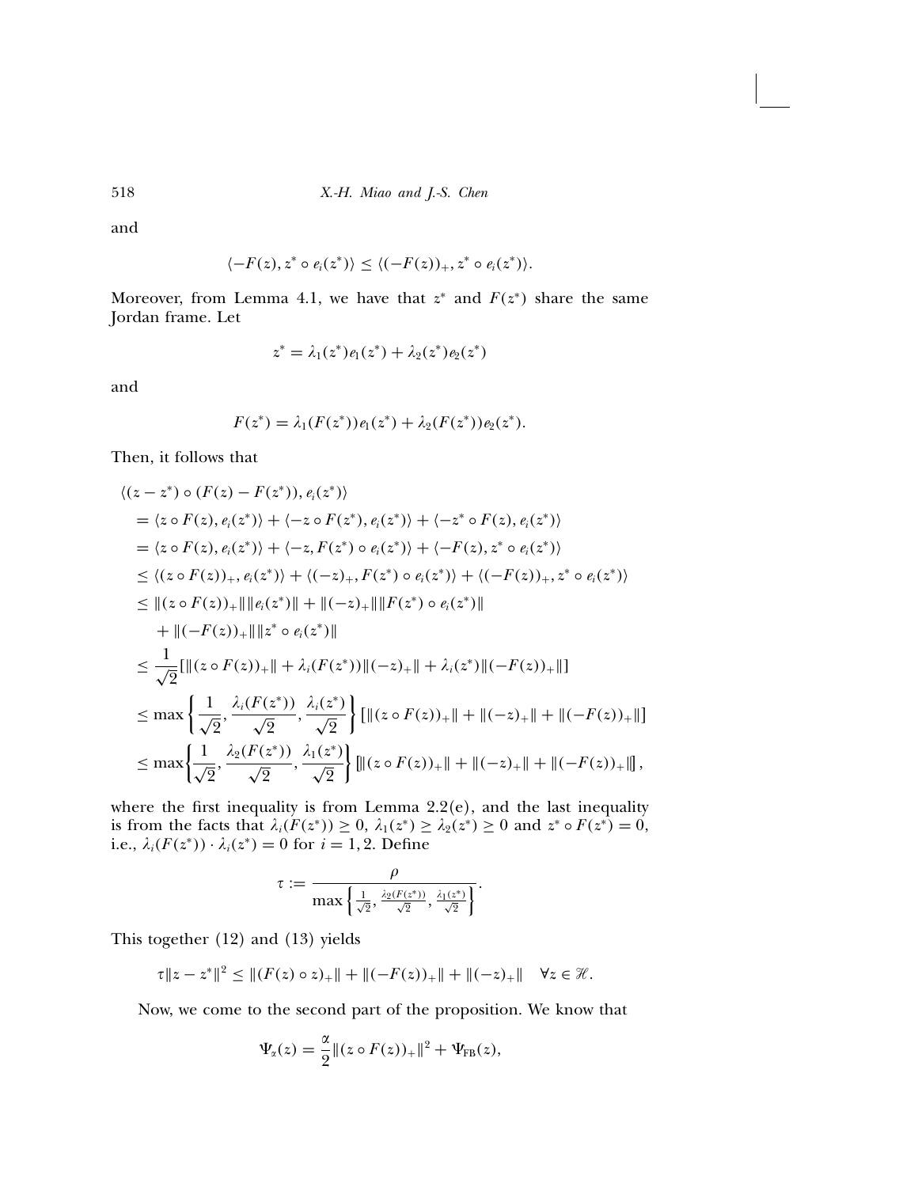and

$$\langle -F(z), z^* \circ e_i(z^*)\rangle \le \langle (-F(z))_+, z^* \circ e_i(z^*)\rangle.$$

Moreover, from Lemma 4.1, we have that $z^*$ and $F(z^*)$ share the same Jordan frame. Let

$$z^* = \lambda_1(z^*)e_1(z^*) + \lambda_2(z^*)e_2(z^*)$$

and

$$F(z^*) = \lambda_1(F(z^*))e_1(z^*) + \lambda_2(F(z^*))e_2(z^*).$$

Then, it follows that

$$\begin{aligned}
&\langle (z - z^*) \circ (F(z) - F(z^*)), e_i(z^*)\rangle \\
&\quad = \langle z \circ F(z), e_i(z^*)\rangle + \langle -z \circ F(z^*), e_i(z^*)\rangle + \langle -z^* \circ F(z), e_i(z^*)\rangle \\
&\quad = \langle z \circ F(z), e_i(z^*)\rangle + \langle -z, F(z^*) \circ e_i(z^*)\rangle + \langle -F(z), z^* \circ e_i(z^*)\rangle \\
&\quad \le \langle (z \circ F(z))_+, e_i(z^*)\rangle + \langle (-z)_+, F(z^*) \circ e_i(z^*)\rangle + \langle (-F(z))_+, z^* \circ e_i(z^*)\rangle \\
&\quad \le \|(z \circ F(z))_+\|\|e_i(z^*)\| + \|(-z)_+\|\|F(z^*) \circ e_i(z^*)\| \\
&\qquad + \|(-F(z))_+\|\|z^* \circ e_i(z^*)\| \\
&\quad \le \frac{1}{\sqrt{2}}[\|(z \circ F(z))_+\| + \lambda_i(F(z^*))\|(-z)_+\| + \lambda_i(z^*)\|(-F(z))_+\|] \\
&\quad \le \max\left\{\frac{1}{\sqrt{2}}, \frac{\lambda_i(F(z^*))}{\sqrt{2}}, \frac{\lambda_i(z^*)}{\sqrt{2}}\right\}[\|(z \circ F(z))_+\| + \|(-z)_+\| + \|(-F(z))_+\|] \\
&\quad \le \max\left\{\frac{1}{\sqrt{2}}, \frac{\lambda_2(F(z^*))}{\sqrt{2}}, \frac{\lambda_1(z^*)}{\sqrt{2}}\right\}[\|(z \circ F(z))_+\| + \|(-z)_+\| + \|(-F(z))_+\|],
\end{aligned}$$

where the first inequality is from Lemma 2.2(e), and the last inequality is from the facts that $\lambda_i(F(z^*)) \ge 0$, $\lambda_1(z^*) \ge \lambda_2(z^*) \ge 0$ and $z^* \circ F(z^*) = 0$, i.e., $\lambda_i(F(z^*)) \cdot \lambda_i(z^*) = 0$ for $i = 1, 2$. Define

$$\tau := \frac{\rho}{\max\left\{\frac{1}{\sqrt{2}}, \frac{\lambda_2(F(z^*))}{\sqrt{2}}, \frac{\lambda_1(z^*)}{\sqrt{2}}\right\}}.$$

This together (12) and (13) yields

$$\tau\|z - z^*\|^2 \le \|(F(z) \circ z)_+\| + \|(-F(z))_+\| + \|(-z)_+\| \quad \forall z \in \mathcal{H}.$$

Now, we come to the second part of the proposition. We know that

$$\Psi_\alpha(z) = \frac{\alpha}{2}\|(z \circ F(z))_+\|^2 + \Psi_{\rm FB}(z),$$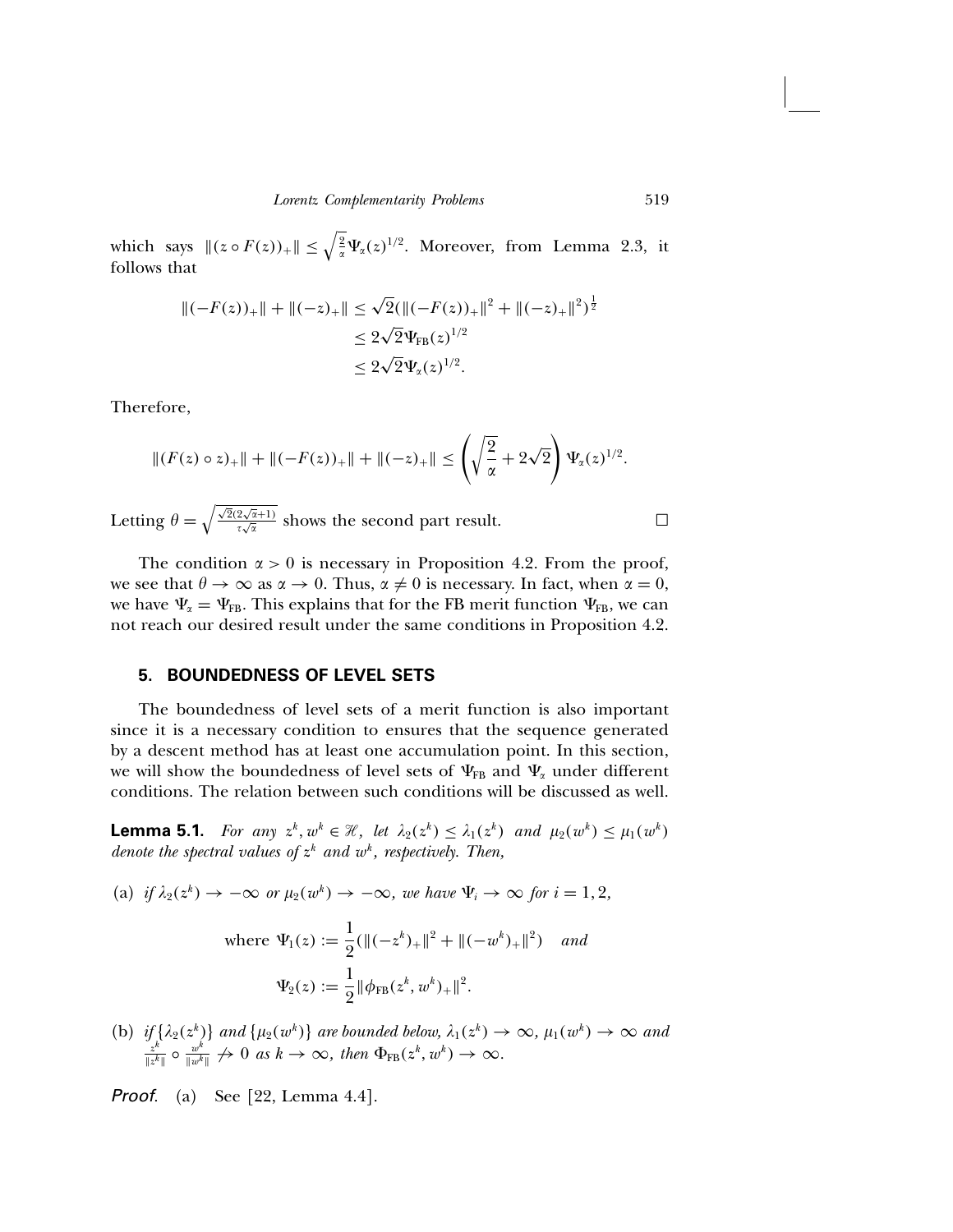which says $\|(z \circ F(z))_+\| \leq \sqrt{\frac{2}{\alpha}} \Psi_\alpha(z)^{1/2}$. Moreover, from Lemma 2.3, it follows that

$$
\begin{aligned}
\|(-F(z))_+\| + \|(-z)_+\| &\leq \sqrt{2}(\|(-F(z))_+\|^2 + \|(-z)_+\|^2)^{\frac{1}{2}} \\
&\leq 2\sqrt{2}\Psi_{\mathrm{FB}}(z)^{1/2} \\
&\leq 2\sqrt{2}\Psi_\alpha(z)^{1/2}.
\end{aligned}
$$

Therefore,

$$
\|(F(z) \circ z)_+\| + \|(-F(z))_+\| + \|(-z)_+\| \leq \left( \sqrt{\frac{2}{\alpha}} + 2\sqrt{2} \right) \Psi_\alpha(z)^{1/2}.
$$

Letting $\theta = \sqrt{\frac{\sqrt{2}(2\sqrt{\alpha}+1)}{\tau\sqrt{\alpha}}}$ shows the second part result. $\square$

The condition $\alpha > 0$ is necessary in Proposition 4.2. From the proof, we see that $\theta \to \infty$ as $\alpha \to 0$. Thus, $\alpha \neq 0$ is necessary. In fact, when $\alpha = 0$, we have $\Psi_\alpha = \Psi_{\mathrm{FB}}$. This explains that for the FB merit function $\Psi_{\mathrm{FB}}$, we can not reach our desired result under the same conditions in Proposition 4.2.

## 5. BOUNDEDNESS OF LEVEL SETS

The boundedness of level sets of a merit function is also important since it is a necessary condition to ensures that the sequence generated by a descent method has at least one accumulation point. In this section, we will show the boundedness of level sets of $\Psi_{\mathrm{FB}}$ and $\Psi_\alpha$ under different conditions. The relation between such conditions will be discussed as well.

**Lemma 5.1.** *For any $z^k, w^k \in \mathscr{H}$, let $\lambda_2(z^k) \leq \lambda_1(z^k)$ and $\mu_2(w^k) \leq \mu_1(w^k)$ denote the spectral values of $z^k$ and $w^k$, respectively. Then,*

(a) *if $\lambda_2(z^k) \to -\infty$ or $\mu_2(w^k) \to -\infty$, we have $\Psi_i \to \infty$ for $i = 1, 2$,*

$$
\text{where } \Psi_1(z) := \frac{1}{2}(\|(-z^k)_+\|^2 + \|(-w^k)_+\|^2) \quad \text{and}
$$

$$
\Psi_2(z) := \frac{1}{2}\|\phi_{\mathrm{FB}}(z^k, w^k)_+\|^2.
$$

(b) *if $\{\lambda_2(z^k)\}$ and $\{\mu_2(w^k)\}$ are bounded below, $\lambda_1(z^k) \to \infty$, $\mu_1(w^k) \to \infty$ and $\frac{z^k}{\|z^k\|} \circ \frac{w^k}{\|w^k\|} \not\to 0$ as $k \to \infty$, then $\Phi_{\mathrm{FB}}(z^k, w^k) \to \infty$.*

*Proof.* (a) See [22, Lemma 4.4].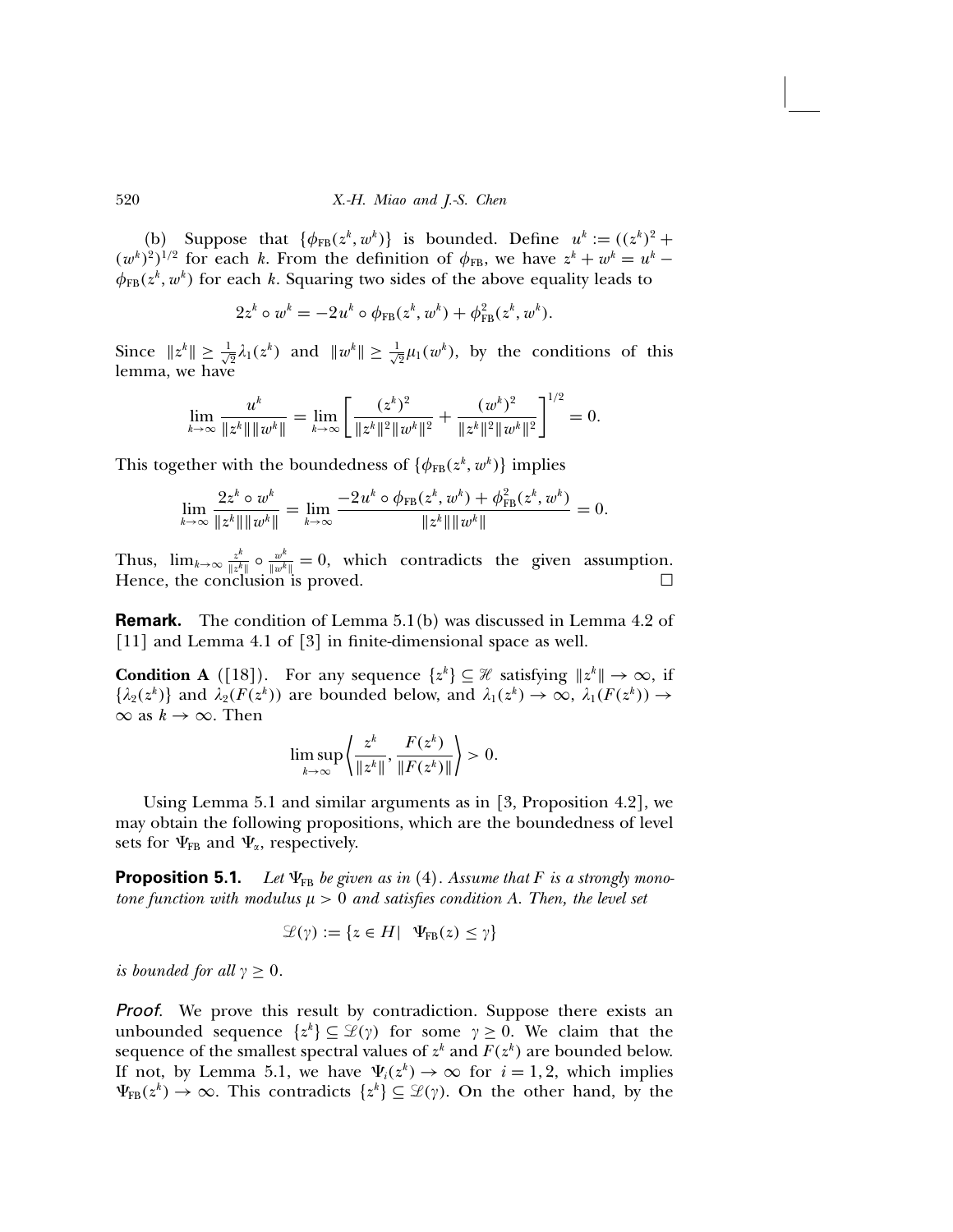(b) Suppose that $\{\phi_{\rm FB}(z^k, w^k)\}$ is bounded. Define $u^k := ((z^k)^2 + (w^k)^2)^{1/2}$ for each $k$. From the definition of $\phi_{\rm FB}$, we have $z^k + w^k = u^k - \phi_{\rm FB}(z^k, w^k)$ for each $k$. Squaring two sides of the above equality leads to

$$2z^k \circ w^k = -2u^k \circ \phi_{\rm FB}(z^k, w^k) + \phi^2_{\rm FB}(z^k, w^k).$$

Since $\|z^k\| \geq \frac{1}{\sqrt{2}}\lambda_1(z^k)$ and $\|w^k\| \geq \frac{1}{\sqrt{2}}\mu_1(w^k)$, by the conditions of this lemma, we have

$$\lim_{k\to\infty} \frac{u^k}{\|z^k\|\|w^k\|} = \lim_{k\to\infty} \left[\frac{(z^k)^2}{\|z^k\|^2\|w^k\|^2} + \frac{(w^k)^2}{\|z^k\|^2\|w^k\|^2}\right]^{1/2} = 0.$$

This together with the boundedness of $\{\phi_{\rm FB}(z^k, w^k)\}$ implies

$$\lim_{k\to\infty} \frac{2z^k \circ w^k}{\|z^k\|\|w^k\|} = \lim_{k\to\infty} \frac{-2u^k \circ \phi_{\rm FB}(z^k, w^k) + \phi^2_{\rm FB}(z^k, w^k)}{\|z^k\|\|w^k\|} = 0.$$

Thus, $\lim_{k\to\infty} \frac{z^k}{\|z^k\|} \circ \frac{w^k}{\|w^k\|} = 0$, which contradicts the given assumption. Hence, the conclusion is proved. □

**Remark.** The condition of Lemma 5.1(b) was discussed in Lemma 4.2 of [11] and Lemma 4.1 of [3] in finite-dimensional space as well.

**Condition A** ([18]). For any sequence $\{z^k\} \subseteq \mathscr{H}$ satisfying $\|z^k\| \to \infty$, if $\{\lambda_2(z^k)\}$ and $\lambda_2(F(z^k))$ are bounded below, and $\lambda_1(z^k) \to \infty$, $\lambda_1(F(z^k)) \to \infty$ as $k \to \infty$. Then

$$\limsup_{k\to\infty} \left\langle \frac{z^k}{\|z^k\|}, \frac{F(z^k)}{\|F(z^k)\|} \right\rangle > 0.$$

Using Lemma 5.1 and similar arguments as in [3, Proposition 4.2], we may obtain the following propositions, which are the boundedness of level sets for $\Psi_{\rm FB}$ and $\Psi_\alpha$, respectively.

**Proposition 5.1.** *Let $\Psi_{\rm FB}$ be given as in (4). Assume that $F$ is a strongly monotone function with modulus $\mu > 0$ and satisfies condition A. Then, the level set*

$$\mathscr{L}(\gamma) := \{z \in H \mid \Psi_{\rm FB}(z) \leq \gamma\}$$

*is bounded for all $\gamma \geq 0$.*

*Proof.* We prove this result by contradiction. Suppose there exists an unbounded sequence $\{z^k\} \subseteq \mathscr{L}(\gamma)$ for some $\gamma \geq 0$. We claim that the sequence of the smallest spectral values of $z^k$ and $F(z^k)$ are bounded below. If not, by Lemma 5.1, we have $\Psi_i(z^k) \to \infty$ for $i = 1, 2$, which implies $\Psi_{\rm FB}(z^k) \to \infty$. This contradicts $\{z^k\} \subseteq \mathscr{L}(\gamma)$. On the other hand, by the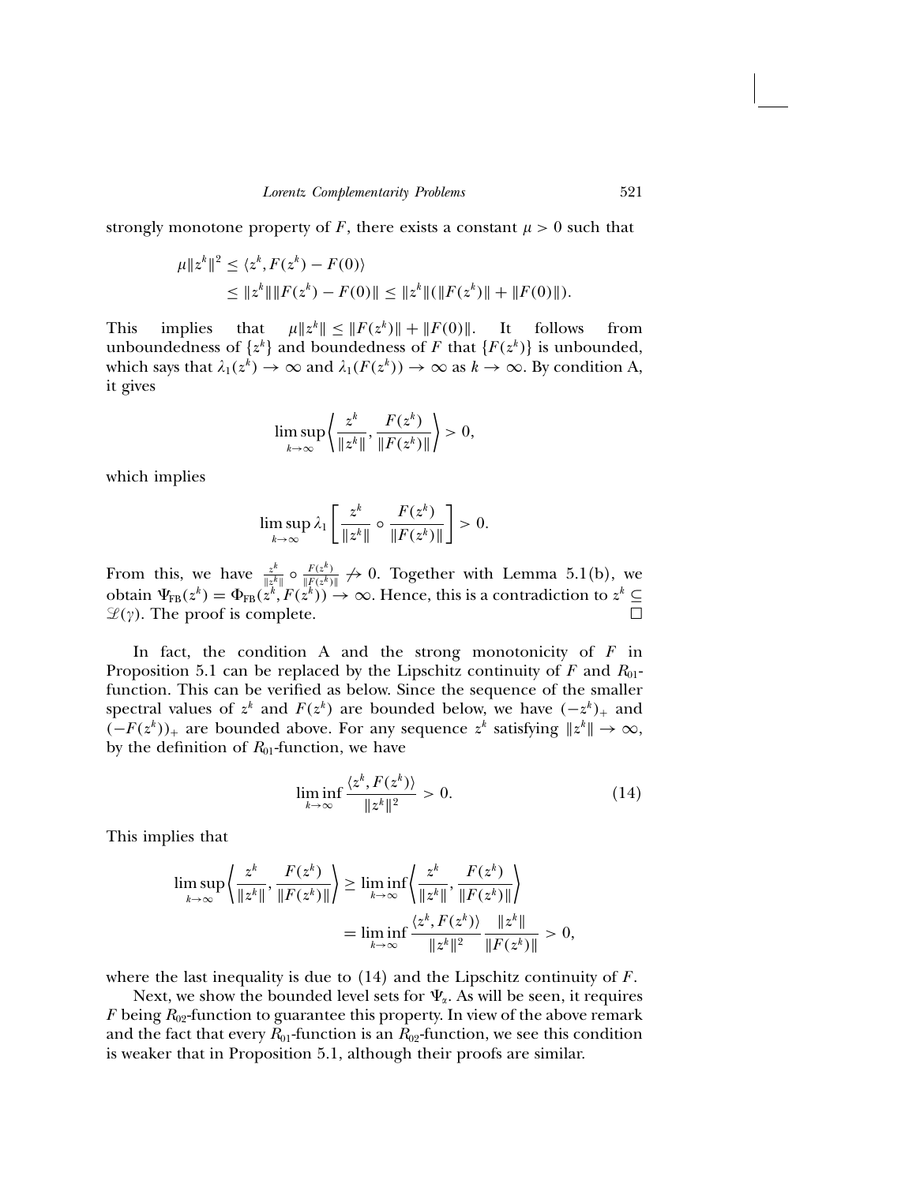strongly monotone property of $F$, there exists a constant $\mu > 0$ such that

$$\mu\|z^k\|^2 \le \langle z^k, F(z^k) - F(0)\rangle$$
$$\le \|z^k\|\|F(z^k) - F(0)\| \le \|z^k\|(\|F(z^k)\| + \|F(0)\|).$$

This implies that $\mu\|z^k\| \le \|F(z^k)\| + \|F(0)\|$. It follows from unboundedness of $\{z^k\}$ and boundedness of $F$ that $\{F(z^k)\}$ is unbounded, which says that $\lambda_1(z^k) \to \infty$ and $\lambda_1(F(z^k)) \to \infty$ as $k \to \infty$. By condition A, it gives

$$\limsup_{k\to\infty}\left\langle \frac{z^k}{\|z^k\|}, \frac{F(z^k)}{\|F(z^k)\|}\right\rangle > 0,$$

which implies

$$\limsup_{k\to\infty} \lambda_1\left[\frac{z^k}{\|z^k\|} \circ \frac{F(z^k)}{\|F(z^k)\|}\right] > 0.$$

From this, we have $\frac{z^k}{\|z^k\|} \circ \frac{F(z^k)}{\|F(z^k)\|} \not\to 0$. Together with Lemma 5.1(b), we obtain $\Psi_{\text{FB}}(z^k) = \Phi_{\text{FB}}(z^k, F(z^k)) \to \infty$. Hence, this is a contradiction to $z^k \subseteq \mathscr{L}(\gamma)$. The proof is complete. □

In fact, the condition A and the strong monotonicity of $F$ in Proposition 5.1 can be replaced by the Lipschitz continuity of $F$ and $R_{01}$-function. This can be verified as below. Since the sequence of the smaller spectral values of $z^k$ and $F(z^k)$ are bounded below, we have $(-z^k)_+$ and $(-F(z^k))_+$ are bounded above. For any sequence $z^k$ satisfying $\|z^k\| \to \infty$, by the definition of $R_{01}$-function, we have

$$\liminf_{k\to\infty} \frac{\langle z^k, F(z^k)\rangle}{\|z^k\|^2} > 0. \tag{14}$$

This implies that

$$\limsup_{k\to\infty}\left\langle \frac{z^k}{\|z^k\|}, \frac{F(z^k)}{\|F(z^k)\|}\right\rangle \ge \liminf_{k\to\infty}\left\langle \frac{z^k}{\|z^k\|}, \frac{F(z^k)}{\|F(z^k)\|}\right\rangle$$
$$= \liminf_{k\to\infty} \frac{\langle z^k, F(z^k)\rangle}{\|z^k\|^2}\frac{\|z^k\|}{\|F(z^k)\|} > 0,$$

where the last inequality is due to (14) and the Lipschitz continuity of $F$.

Next, we show the bounded level sets for $\Psi_\alpha$. As will be seen, it requires $F$ being $R_{02}$-function to guarantee this property. In view of the above remark and the fact that every $R_{01}$-function is an $R_{02}$-function, we see this condition is weaker that in Proposition 5.1, although their proofs are similar.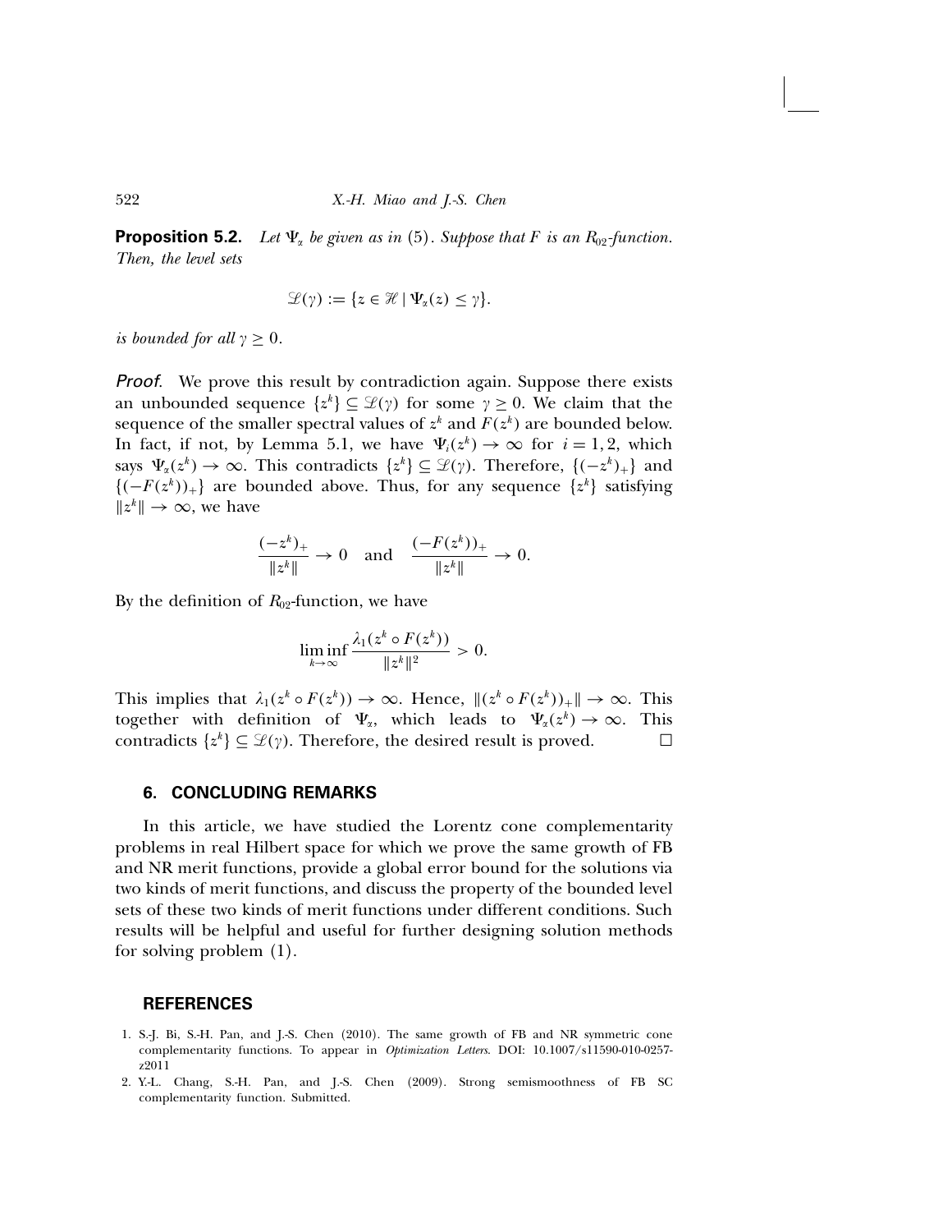**Proposition 5.2.** *Let $\Psi_\alpha$ be given as in* (5). *Suppose that $F$ is an $R_{02}$-function. Then, the level sets*

$$\mathscr{L}(\gamma) := \{z \in \mathscr{H} \mid \Psi_\alpha(z) \leq \gamma\}.$$

*is bounded for all $\gamma \geq 0$.*

*Proof.* We prove this result by contradiction again. Suppose there exists an unbounded sequence $\{z^k\} \subseteq \mathscr{L}(\gamma)$ for some $\gamma \geq 0$. We claim that the sequence of the smaller spectral values of $z^k$ and $F(z^k)$ are bounded below. In fact, if not, by Lemma 5.1, we have $\Psi_i(z^k) \to \infty$ for $i = 1, 2$, which says $\Psi_\alpha(z^k) \to \infty$. This contradicts $\{z^k\} \subseteq \mathscr{L}(\gamma)$. Therefore, $\{(-z^k)_+\}$ and $\{(-F(z^k))_+\}$ are bounded above. Thus, for any sequence $\{z^k\}$ satisfying $\|z^k\| \to \infty$, we have

$$\frac{(-z^k)_+}{\|z^k\|} \to 0 \quad \text{and} \quad \frac{(-F(z^k))_+}{\|z^k\|} \to 0.$$

By the definition of $R_{02}$-function, we have

$$\liminf_{k\to\infty} \frac{\lambda_1(z^k \circ F(z^k))}{\|z^k\|^2} > 0.$$

This implies that $\lambda_1(z^k \circ F(z^k)) \to \infty$. Hence, $\|(z^k \circ F(z^k))_+\| \to \infty$. This together with definition of $\Psi_\alpha$, which leads to $\Psi_\alpha(z^k) \to \infty$. This contradicts $\{z^k\} \subseteq \mathscr{L}(\gamma)$. Therefore, the desired result is proved. $\square$

## 6. CONCLUDING REMARKS

In this article, we have studied the Lorentz cone complementarity problems in real Hilbert space for which we prove the same growth of FB and NR merit functions, provide a global error bound for the solutions via two kinds of merit functions, and discuss the property of the bounded level sets of these two kinds of merit functions under different conditions. Such results will be helpful and useful for further designing solution methods for solving problem (1).

## REFERENCES

1. S.-J. Bi, S.-H. Pan, and J.-S. Chen (2010). The same growth of FB and NR symmetric cone complementarity functions. To appear in *Optimization Letters*. DOI: 10.1007/s11590-010-0257-z2011
2. Y.-L. Chang, S.-H. Pan, and J.-S. Chen (2009). Strong semismoothness of FB SC complementarity function. Submitted.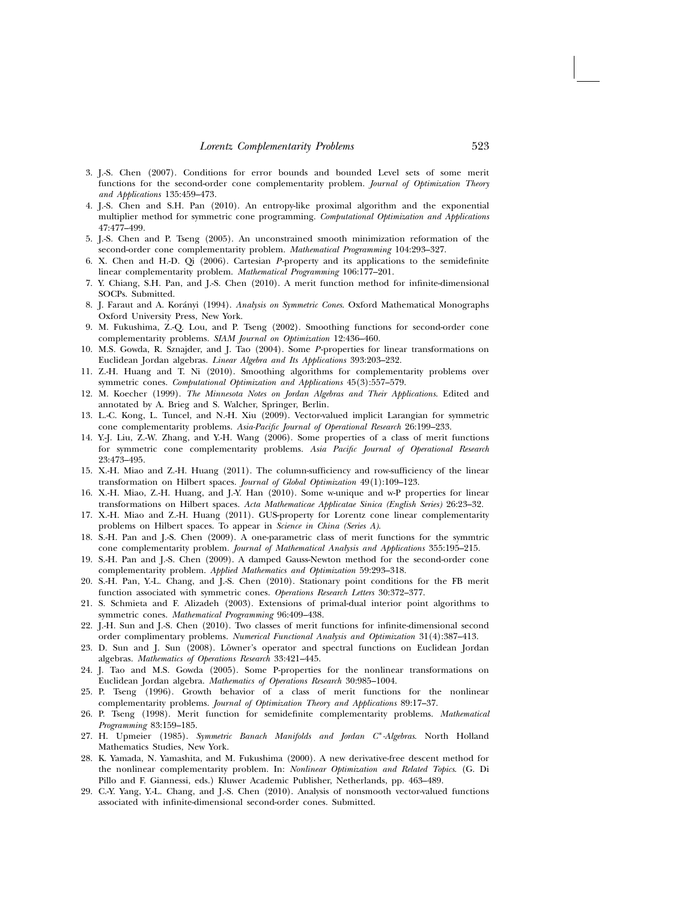3. J.-S. Chen (2007). Conditions for error bounds and bounded Level sets of some merit functions for the second-order cone complementarity problem. *Journal of Optimization Theory and Applications* 135:459–473.
4. J.-S. Chen and S.H. Pan (2010). An entropy-like proximal algorithm and the exponential multiplier method for symmetric cone programming. *Computational Optimization and Applications* 47:477–499.
5. J.-S. Chen and P. Tseng (2005). An unconstrained smooth minimization reformation of the second-order cone complementarity problem. *Mathematical Programming* 104:293–327.
6. X. Chen and H.-D. Qi (2006). Cartesian *P*-property and its applications to the semidefinite linear complementarity problem. *Mathematical Programming* 106:177–201.
7. Y. Chiang, S.H. Pan, and J.-S. Chen (2010). A merit function method for infinite-dimensional SOCPs. Submitted.
8. J. Faraut and A. Korányi (1994). *Analysis on Symmetric Cones*. Oxford Mathematical Monographs Oxford University Press, New York.
9. M. Fukushima, Z.-Q. Lou, and P. Tseng (2002). Smoothing functions for second-order cone complementarity problems. *SIAM Journal on Optimization* 12:436–460.
10. M.S. Gowda, R. Sznajder, and J. Tao (2004). Some *P*-properties for linear transformations on Euclidean Jordan algebras. *Linear Algebra and Its Applications* 393:203–232.
11. Z.-H. Huang and T. Ni (2010). Smoothing algorithms for complementarity problems over symmetric cones. *Computational Optimization and Applications* 45(3):557–579.
12. M. Koecher (1999). *The Minnesota Notes on Jordan Algebras and Their Applications*. Edited and annotated by A. Brieg and S. Walcher, Springer, Berlin.
13. L.-C. Kong, L. Tuncel, and N.-H. Xiu (2009). Vector-valued implicit Larangian for symmetric cone complementarity problems. *Asia-Pacific Journal of Operational Research* 26:199–233.
14. Y.-J. Liu, Z.-W. Zhang, and Y.-H. Wang (2006). Some properties of a class of merit functions for symmetric cone complementarity problems. *Asia Pacific Journal of Operational Research* 23:473–495.
15. X.-H. Miao and Z.-H. Huang (2011). The column-sufficiency and row-sufficiency of the linear transformation on Hilbert spaces. *Journal of Global Optimization* 49(1):109–123.
16. X.-H. Miao, Z.-H. Huang, and J.-Y. Han (2010). Some w-unique and w-P properties for linear transformations on Hilbert spaces. *Acta Mathematicae Applicatae Sinica (English Series)* 26:23–32.
17. X.-H. Miao and Z.-H. Huang (2011). GUS-property for Lorentz cone linear complementarity problems on Hilbert spaces. To appear in *Science in China (Series A)*.
18. S.-H. Pan and J.-S. Chen (2009). A one-parametric class of merit functions for the symmtric cone complementarity problem. *Journal of Mathematical Analysis and Applications* 355:195–215.
19. S.-H. Pan and J.-S. Chen (2009). A damped Gauss-Newton method for the second-order cone complementarity problem. *Applied Mathematics and Optimization* 59:293–318.
20. S.-H. Pan, Y.-L. Chang, and J.-S. Chen (2010). Stationary point conditions for the FB merit function associated with symmetric cones. *Operations Research Letters* 30:372–377.
21. S. Schmieta and F. Alizadeh (2003). Extensions of primal-dual interior point algorithms to symmetric cones. *Mathematical Programming* 96:409–438.
22. J.-H. Sun and J.-S. Chen (2010). Two classes of merit functions for infinite-dimensional second order complimentary problems. *Numerical Functional Analysis and Optimization* 31(4):387–413.
23. D. Sun and J. Sun (2008). Löwner's operator and spectral functions on Euclidean Jordan algebras. *Mathematics of Operations Research* 33:421–445.
24. J. Tao and M.S. Gowda (2005). Some P-properties for the nonlinear transformations on Euclidean Jordan algebra. *Mathematics of Operations Research* 30:985–1004.
25. P. Tseng (1996). Growth behavior of a class of merit functions for the nonlinear complementarity problems. *Journal of Optimization Theory and Applications* 89:17–37.
26. P. Tseng (1998). Merit function for semidefinite complementarity problems. *Mathematical Programming* 83:159–185.
27. H. Upmeier (1985). *Symmetric Banach Manifolds and Jordan $C^*$-Algebras*. North Holland Mathematics Studies, New York.
28. K. Yamada, N. Yamashita, and M. Fukushima (2000). A new derivative-free descent method for the nonlinear complementarity problem. In: *Nonlinear Optimization and Related Topics*. (G. Di Pillo and F. Giannessi, eds.) Kluwer Academic Publisher, Netherlands, pp. 463–489.
29. C.-Y. Yang, Y.-L. Chang, and J.-S. Chen (2010). Analysis of nonsmooth vector-valued functions associated with infinite-dimensional second-order cones. Submitted.